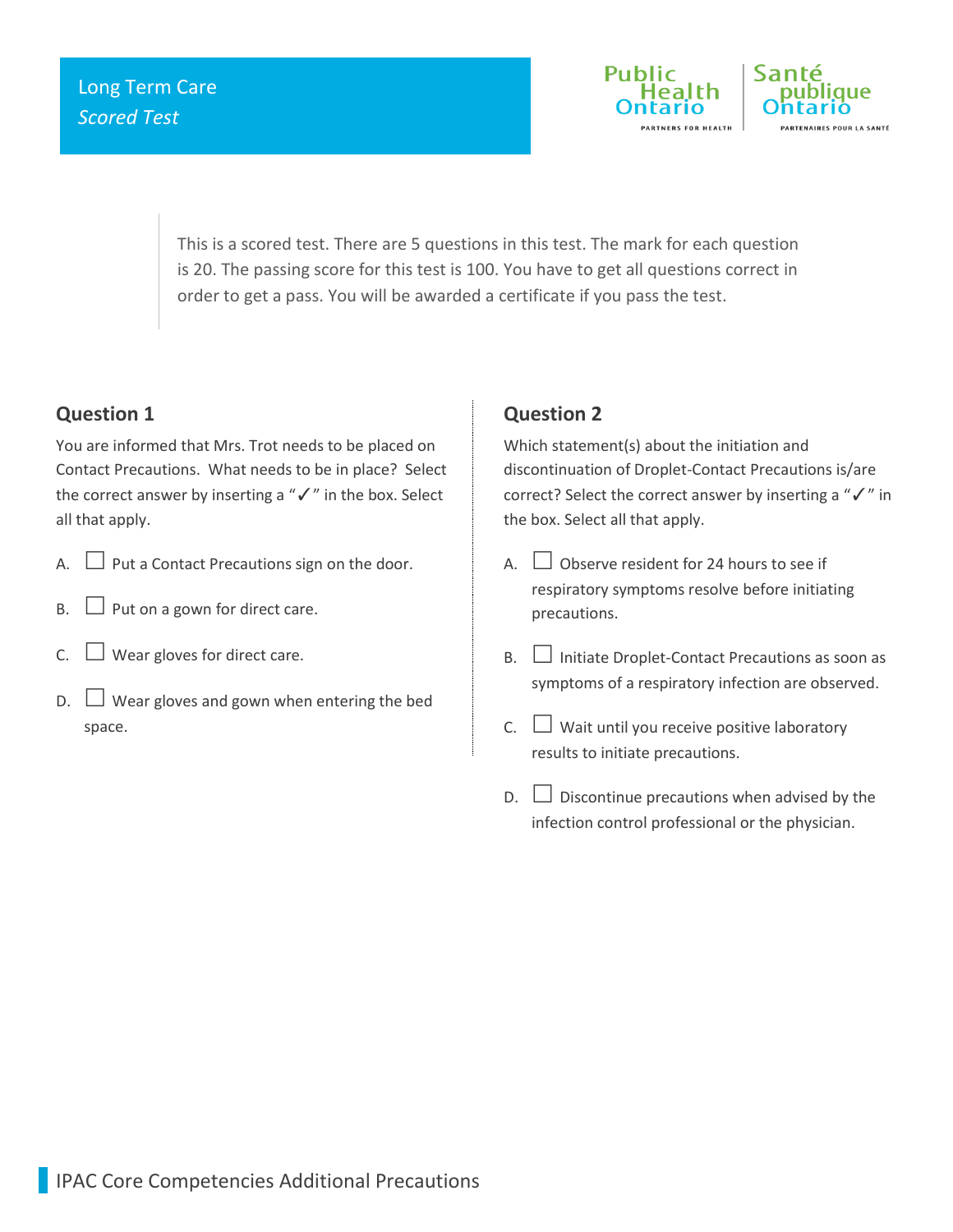# Long Term Care

*Scored Test*

This is a scored test. There are 5 questions in this test. The mark for each question is 20. The passing score for this test is 100. You have to get all questions correct in order to get a pass. You will be awarded a certificate if you pass the test.

## Question 1

You are informed that Mrs. Trot needs to be placed on Contact Precautions. What needs to be in place? Select the correct answer by inserting a "✓" in the box. Select all that apply.

A. ☐ Put a Contact Precautions sign on the door.

B. ☐ Put on a gown for direct care.

C. ☐ Wear gloves for direct care.

D. ☐ Wear gloves and gown when entering the bed space.

## Question 2

Which statement(s) about the initiation and discontinuation of Droplet-Contact Precautions is/are correct? Select the correct answer by inserting a "✓" in the box. Select all that apply.

A. ☐ Observe resident for 24 hours to see if respiratory symptoms resolve before initiating precautions.

B. ☐ Initiate Droplet-Contact Precautions as soon as symptoms of a respiratory infection are observed.

C. ☐ Wait until you receive positive laboratory results to initiate precautions.

D. ☐ Discontinue precautions when advised by the infection control professional or the physician.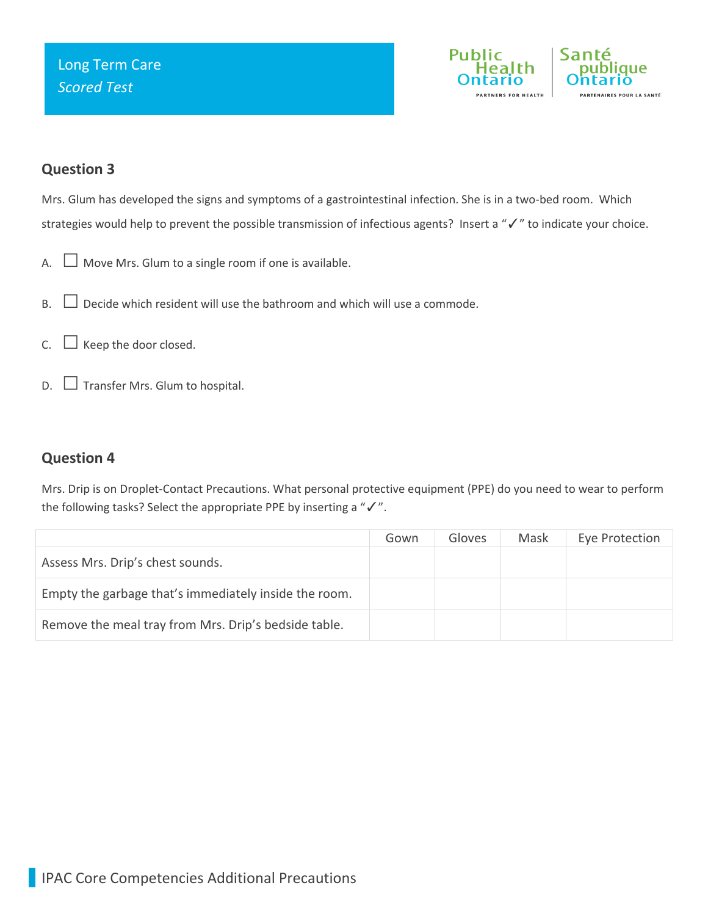## Question 3

Mrs. Glum has developed the signs and symptoms of a gastrointestinal infection. She is in a two-bed room. Which strategies would help to prevent the possible transmission of infectious agents? Insert a "✓" to indicate your choice.

A. ☐ Move Mrs. Glum to a single room if one is available.

B. ☐ Decide which resident will use the bathroom and which will use a commode.

C. ☐ Keep the door closed.

D. ☐ Transfer Mrs. Glum to hospital.

## Question 4

Mrs. Drip is on Droplet-Contact Precautions. What personal protective equipment (PPE) do you need to wear to perform the following tasks? Select the appropriate PPE by inserting a "✓".

| | Gown | Gloves | Mask | Eye Protection |
|---|---|---|---|---|
| Assess Mrs. Drip's chest sounds. | | | | |
| Empty the garbage that's immediately inside the room. | | | | |
| Remove the meal tray from Mrs. Drip's bedside table. | | | | |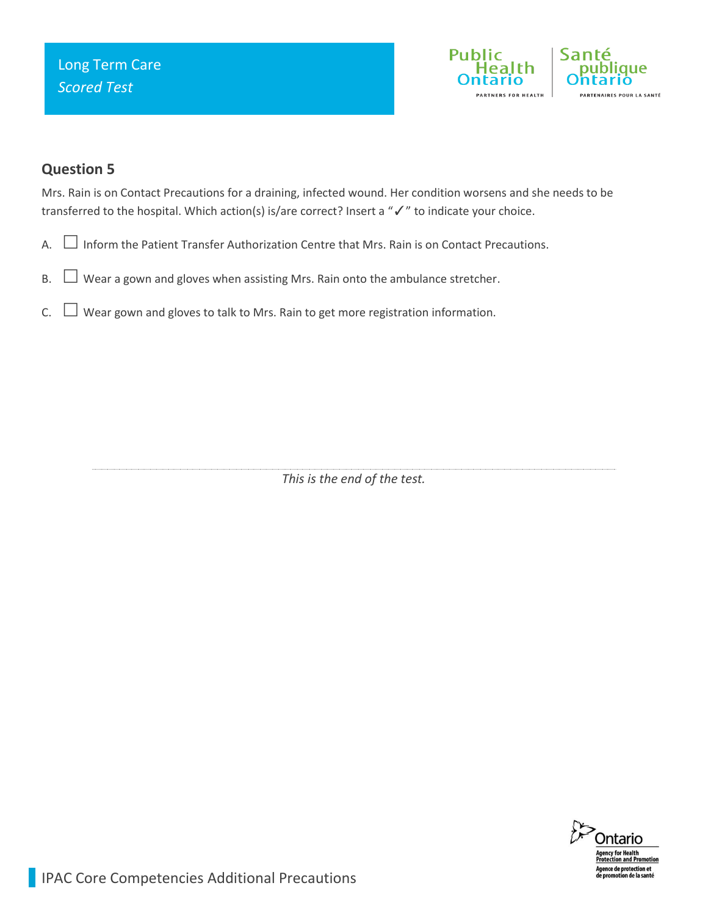## Question 5

Mrs. Rain is on Contact Precautions for a draining, infected wound. Her condition worsens and she needs to be transferred to the hospital. Which action(s) is/are correct? Insert a "✓" to indicate your choice.

A. ☐ Inform the Patient Transfer Authorization Centre that Mrs. Rain is on Contact Precautions.

B. ☐ Wear a gown and gloves when assisting Mrs. Rain onto the ambulance stretcher.

C. ☐ Wear gown and gloves to talk to Mrs. Rain to get more registration information.

---

*This is the end of the test.*